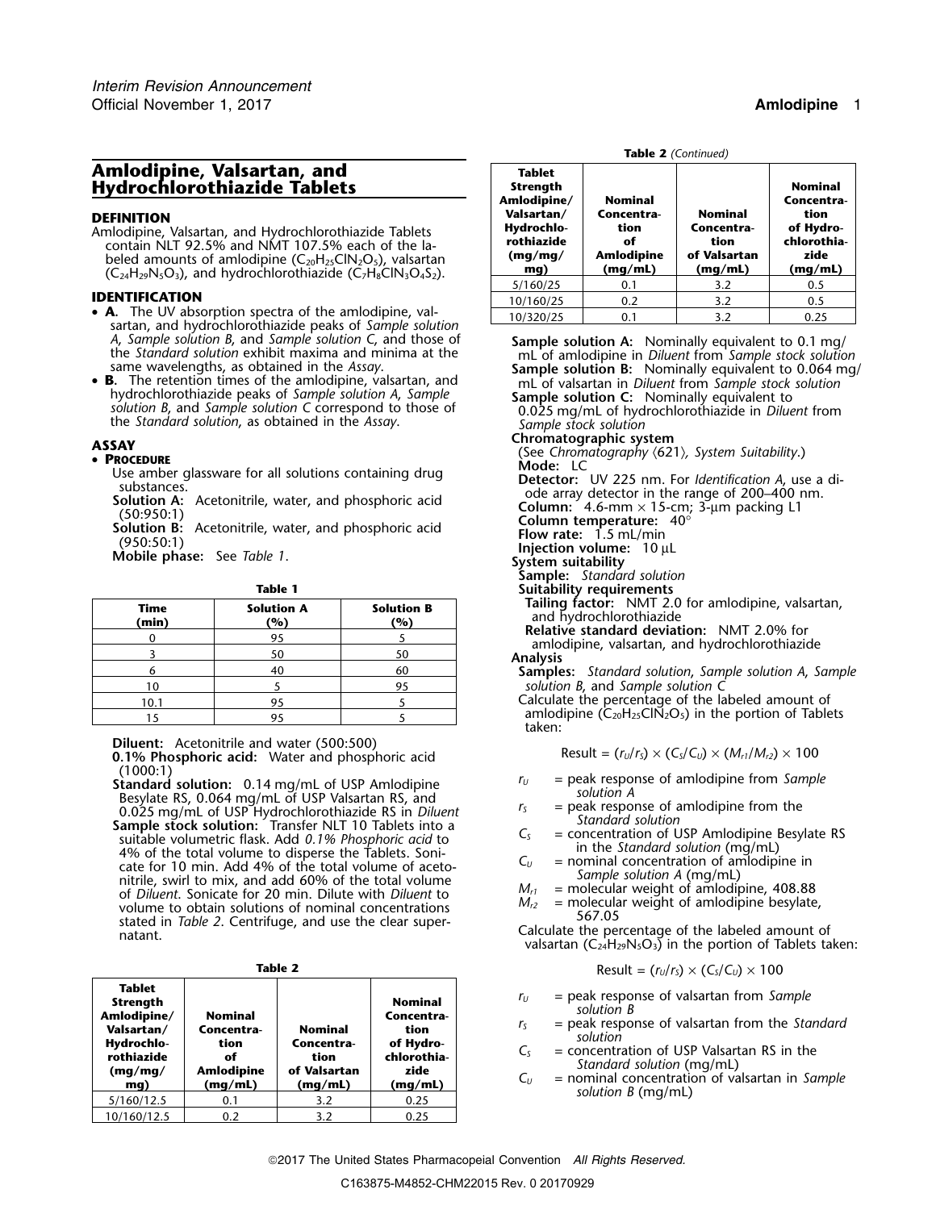# Amlodipine, Valsartan, and Hydrochlorothiazide Tablets

## DEFINITION

Amlodipine, Valsartan, and Hydrochlorothiazide Tablets contain NLT 92.5% and NMT 107.5% each of the labeled amounts of amlodipine ($C_{20}H_{25}ClN_2O_5$), valsartan ($C_{24}H_{29}N_5O_3$), and hydrochlorothiazide ($C_7H_8ClN_3O_4S_2$).

## IDENTIFICATION

- **A.** The UV absorption spectra of the amlodipine, valsartan, and hydrochlorothiazide peaks of *Sample solution A*, *Sample solution B*, and *Sample solution C*, and those of the *Standard solution* exhibit maxima and minima at the same wavelengths, as obtained in the *Assay*.
- **B.** The retention times of the amlodipine, valsartan, and hydrochlorothiazide peaks of *Sample solution A*, *Sample solution B*, and *Sample solution C* correspond to those of the *Standard solution*, as obtained in the *Assay*.

## ASSAY

- **PROCEDURE**

Use amber glassware for all solutions containing drug substances.

**Solution A:** Acetonitrile, water, and phosphoric acid (50:950:1)

**Solution B:** Acetonitrile, water, and phosphoric acid (950:50:1)

**Mobile phase:** See *Table 1*.

**Table 1**

| Time (min) | Solution A (%) | Solution B (%) |
|---|---|---|
| 0 | 95 | 5 |
| 3 | 50 | 50 |
| 6 | 40 | 60 |
| 10 | 5 | 95 |
| 10.1 | 95 | 5 |
| 15 | 95 | 5 |

**Diluent:** Acetonitrile and water (500:500)

**0.1% Phosphoric acid:** Water and phosphoric acid (1000:1)

**Standard solution:** 0.14 mg/mL of USP Amlodipine Besylate RS, 0.064 mg/mL of USP Valsartan RS, and 0.025 mg/mL of USP Hydrochlorothiazide RS in *Diluent*

**Sample stock solution:** Transfer NLT 10 Tablets into a suitable volumetric flask. Add *0.1% Phosphoric acid* to 4% of the total volume to disperse the Tablets. Sonicate for 10 min. Add 4% of the total volume of acetonitrile, swirl to mix, and add 60% of the total volume of *Diluent*. Sonicate for 20 min. Dilute with *Diluent* to volume to obtain solutions of nominal concentrations stated in *Table 2*. Centrifuge, and use the clear supernatant.

**Table 2**

| Tablet Strength Amlodipine/ Valsartan/ Hydrochlorothiazide (mg/mg/ mg) | Nominal Concentration of Amlodipine (mg/mL) | Nominal Concentration of Valsartan (mg/mL) | Nominal Concentration of Hydrochlorothiazide (mg/mL) |
|---|---|---|---|
| 5/160/12.5 | 0.1 | 3.2 | 0.25 |
| 10/160/12.5 | 0.2 | 3.2 | 0.25 |
| 5/160/25 | 0.1 | 3.2 | 0.5 |
| 10/160/25 | 0.2 | 3.2 | 0.5 |
| 10/320/25 | 0.1 | 3.2 | 0.25 |

**Sample solution A:** Nominally equivalent to 0.1 mg/mL of amlodipine in *Diluent* from *Sample stock solution*

**Sample solution B:** Nominally equivalent to 0.064 mg/mL of valsartan in *Diluent* from *Sample stock solution*

**Sample solution C:** Nominally equivalent to 0.025 mg/mL of hydrochlorothiazide in *Diluent* from *Sample stock solution*

**Chromatographic system**

(See *Chromatography* ⟨621⟩, *System Suitability*.)

**Mode:** LC

**Detector:** UV 225 nm. For *Identification A*, use a diode array detector in the range of 200–400 nm.

**Column:** 4.6-mm × 15-cm; 3-µm packing L1

**Column temperature:** 40°

**Flow rate:** 1.5 mL/min

**Injection volume:** 10 µL

**System suitability**

**Sample:** *Standard solution*

**Suitability requirements**

**Tailing factor:** NMT 2.0 for amlodipine, valsartan, and hydrochlorothiazide

**Relative standard deviation:** NMT 2.0% for amlodipine, valsartan, and hydrochlorothiazide

**Analysis**

**Samples:** *Standard solution*, *Sample solution A*, *Sample solution B*, and *Sample solution C*

Calculate the percentage of the labeled amount of amlodipine ($C_{20}H_{25}ClN_2O_5$) in the portion of Tablets taken:

$$\text{Result} = (r_U/r_S) \times (C_S/C_U) \times (M_{r1}/M_{r2}) \times 100$$

- $r_U$ = peak response of amlodipine from *Sample solution A*
- $r_S$ = peak response of amlodipine from the *Standard solution*
- $C_S$ = concentration of USP Amlodipine Besylate RS in the *Standard solution* (mg/mL)
- $C_U$ = nominal concentration of amlodipine in *Sample solution A* (mg/mL)
- $M_{r1}$ = molecular weight of amlodipine, 408.88
- $M_{r2}$ = molecular weight of amlodipine besylate, 567.05

Calculate the percentage of the labeled amount of valsartan ($C_{24}H_{29}N_5O_3$) in the portion of Tablets taken:

$$\text{Result} = (r_U/r_S) \times (C_S/C_U) \times 100$$

- $r_U$ = peak response of valsartan from *Sample solution B*
- $r_S$ = peak response of valsartan from the *Standard solution*
- $C_S$ = concentration of USP Valsartan RS in the *Standard solution* (mg/mL)
- $C_U$ = nominal concentration of valsartan in *Sample solution B* (mg/mL)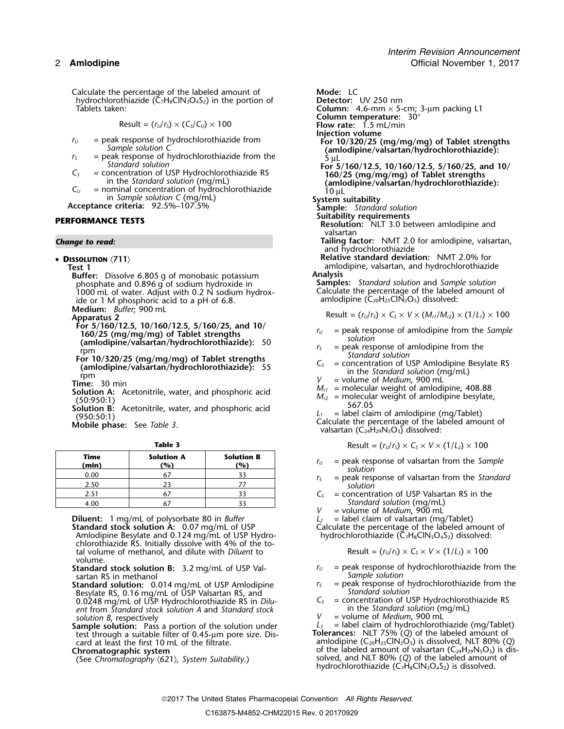Calculate the percentage of the labeled amount of hydrochlorothiazide ($C_7H_8ClN_3O_4S_2$) in the portion of Tablets taken:

$$\text{Result} = (r_U/r_S) \times (C_S/C_U) \times 100$$

- $r_U$ = peak response of hydrochlorothiazide from *Sample solution C*
- $r_S$ = peak response of hydrochlorothiazide from the *Standard solution*
- $C_S$ = concentration of USP Hydrochlorothiazide RS in the *Standard solution* (mg/mL)
- $C_U$ = nominal concentration of hydrochlorothiazide in *Sample solution C* (mg/mL)

**Acceptance criteria:** 92.5%–107.5%

## PERFORMANCE TESTS

***Change to read:***

- **Dissolution** ⟨711⟩

**Test 1**

**Buffer:** Dissolve 6.805 g of monobasic potassium phosphate and 0.896 g of sodium hydroxide in 1000 mL of water. Adjust with 0.2 N sodium hydroxide or 1 M phosphoric acid to a pH of 6.8.

**Medium:** *Buffer*; 900 mL

**Apparatus 2**

**For 5/160/12.5, 10/160/12.5, 5/160/25, and 10/160/25 (mg/mg/mg) of Tablet strengths (amlodipine/valsartan/hydrochlorothiazide):** 50 rpm

**For 10/320/25 (mg/mg/mg) of Tablet strengths (amlodipine/valsartan/hydrochlorothiazide):** 55 rpm

**Time:** 30 min

**Solution A:** Acetonitrile, water, and phosphoric acid (50:950:1)

**Solution B:** Acetonitrile, water, and phosphoric acid (950:50:1)

**Mobile phase:** See *Table 3*.

**Table 3**

| Time (min) | Solution A (%) | Solution B (%) |
|---|---|---|
| 0.00 | 67 | 33 |
| 2.50 | 23 | 77 |
| 2.51 | 67 | 33 |
| 4.00 | 67 | 33 |

**Diluent:** 1 mg/mL of polysorbate 80 in *Buffer*

**Standard stock solution A:** 0.07 mg/mL of USP Amlodipine Besylate and 0.124 mg/mL of USP Hydrochlorothiazide RS. Initially dissolve with 4% of the total volume of methanol, and dilute with *Diluent* to volume.

**Standard stock solution B:** 3.2 mg/mL of USP Valsartan RS in methanol

**Standard solution:** 0.014 mg/mL of USP Amlodipine Besylate RS, 0.16 mg/mL of USP Valsartan RS, and 0.0248 mg/mL of USP Hydrochlorothiazide RS in *Diluent* from *Standard stock solution A* and *Standard stock solution B*, respectively

**Sample solution:** Pass a portion of the solution under test through a suitable filter of 0.45-µm pore size. Discard at least the first 10 mL of the filtrate.

**Chromatographic system**

(See *Chromatography* ⟨621⟩*, System Suitability.*)

**Mode:** LC

**Detector:** UV 250 nm

**Column:** 4.6-mm × 5-cm; 3-µm packing L1

**Column temperature:** 30°

**Flow rate:** 1.5 mL/min

**Injection volume**

**For 10/320/25 (mg/mg/mg) of Tablet strengths (amlodipine/valsartan/hydrochlorothiazide):** 5 µL

**For 5/160/12.5, 10/160/12.5, 5/160/25, and 10/160/25 (mg/mg/mg) of Tablet strengths (amlodipine/valsartan/hydrochlorothiazide):** 10 µL

**System suitability**

**Sample:** *Standard solution*

**Suitability requirements**

**Resolution:** NLT 3.0 between amlodipine and valsartan

**Tailing factor:** NMT 2.0 for amlodipine, valsartan, and hydrochlorothiazide

**Relative standard deviation:** NMT 2.0% for amlodipine, valsartan, and hydrochlorothiazide

**Analysis**

**Samples:** *Standard solution* and *Sample solution*

Calculate the percentage of the labeled amount of amlodipine ($C_{20}H_{25}ClN_2O_5$) dissolved:

$$\text{Result} = (r_U/r_S) \times C_S \times V \times (M_{r1}/M_{r2}) \times (1/L_1) \times 100$$

- $r_U$ = peak response of amlodipine from the *Sample solution*
- $r_S$ = peak response of amlodipine from the *Standard solution*
- $C_S$ = concentration of USP Amlodipine Besylate RS in the *Standard solution* (mg/mL)
- $V$ = volume of *Medium*, 900 mL
- $M_{r1}$ = molecular weight of amlodipine, 408.88
- $M_{r2}$ = molecular weight of amlodipine besylate, 567.05
- $L_1$ = label claim of amlodipine (mg/Tablet)

Calculate the percentage of the labeled amount of valsartan ($C_{24}H_{29}N_5O_3$) dissolved:

$$\text{Result} = (r_U/r_S) \times C_S \times V \times (1/L_2) \times 100$$

- $r_U$ = peak response of valsartan from the *Sample solution*
- $r_S$ = peak response of valsartan from the *Standard solution*
- $C_S$ = concentration of USP Valsartan RS in the *Standard solution* (mg/mL)
- $V$ = volume of *Medium*, 900 mL
- $L_2$ = label claim of valsartan (mg/Tablet)

Calculate the percentage of the labeled amount of hydrochlorothiazide ($C_7H_8ClN_3O_4S_2$) dissolved:

$$\text{Result} = (r_U/r_S) \times C_S \times V \times (1/L_3) \times 100$$

- $r_U$ = peak response of hydrochlorothiazide from the *Sample solution*
- $r_S$ = peak response of hydrochlorothiazide from the *Standard solution*
- $C_S$ = concentration of USP Hydrochlorothiazide RS in the *Standard solution* (mg/mL)
- $V$ = volume of *Medium*, 900 mL
- $L_3$ = label claim of hydrochlorothiazide (mg/Tablet)

**Tolerances:** NLT 75% (*Q*) of the labeled amount of amlodipine ($C_{20}H_{25}ClN_2O_5$) is dissolved, NLT 80% (*Q*) of the labeled amount of valsartan ($C_{24}H_{29}N_5O_3$) is dissolved, and NLT 80% (*Q*) of the labeled amount of hydrochlorothiazide ($C_7H_8ClN_3O_4S_2$) is dissolved.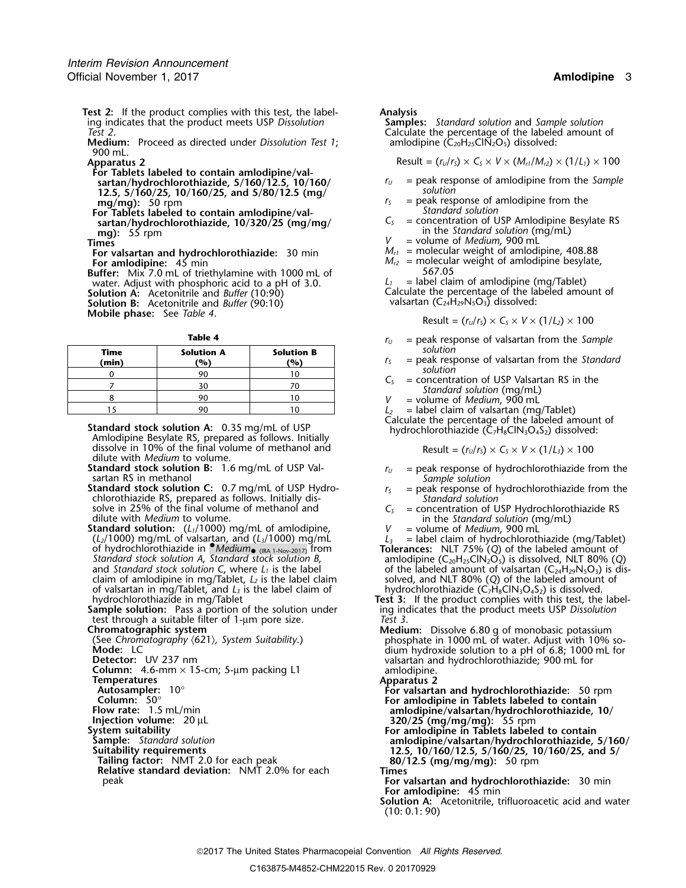**Test 2:** If the product complies with this test, the labeling indicates that the product meets USP *Dissolution Test 2*.

**Medium:** Proceed as directed under *Dissolution Test 1*; 900 mL.

**Apparatus 2**

**For Tablets labeled to contain amlodipine/valsartan/hydrochlorothiazide, 5/160/12.5, 10/160/12.5, 5/160/25, 10/160/25, and 5/80/12.5 (mg/mg/mg):** 50 rpm

**For Tablets labeled to contain amlodipine/valsartan/hydrochlorothiazide, 10/320/25 (mg/mg/mg):** 55 rpm

**Times**

**For valsartan and hydrochlorothiazide:** 30 min

**For amlodipine:** 45 min

**Buffer:** Mix 7.0 mL of triethylamine with 1000 mL of water. Adjust with phosphoric acid to a pH of 3.0.

**Solution A:** Acetonitrile and *Buffer* (10:90)

**Solution B:** Acetonitrile and *Buffer* (90:10)

**Mobile phase:** See *Table 4*.

**Table 4**

| Time (min) | Solution A (%) | Solution B (%) |
|---|---|---|
| 0 | 90 | 10 |
| 7 | 30 | 70 |
| 8 | 90 | 10 |
| 15 | 90 | 10 |

**Standard stock solution A:** 0.35 mg/mL of USP Amlodipine Besylate RS, prepared as follows. Initially dissolve in 10% of the final volume of methanol and dilute with *Medium* to volume.

**Standard stock solution B:** 1.6 mg/mL of USP Valsartan RS in methanol

**Standard stock solution C:** 0.7 mg/mL of USP Hydrochlorothiazide RS, prepared as follows. Initially dissolve in 25% of the final volume of methanol and dilute with *Medium* to volume.

**Standard solution:** ($L_1$/1000) mg/mL of amlodipine, ($L_2$/1000) mg/mL of valsartan, and ($L_3$/1000) mg/mL of hydrochlorothiazide in •*Medium*• (IRA 1-Nov-2017) from *Standard stock solution A*, *Standard stock solution B*, and *Standard stock solution C*, where $L_1$ is the label claim of amlodipine in mg/Tablet, $L_2$ is the label claim of valsartan in mg/Tablet, and $L_3$ is the label claim of hydrochlorothiazide in mg/Tablet

**Sample solution:** Pass a portion of the solution under test through a suitable filter of 1-µm pore size.

**Chromatographic system**

(See *Chromatography* ⟨621⟩, *System Suitability*.)

**Mode:** LC

**Detector:** UV 237 nm

**Column:** 4.6-mm × 15-cm; 5-µm packing L1

**Temperatures**

**Autosampler:** 10°

**Column:** 50°

**Flow rate:** 1.5 mL/min

**Injection volume:** 20 µL

**System suitability**

**Sample:** *Standard solution*

**Suitability requirements**

**Tailing factor:** NMT 2.0 for each peak

**Relative standard deviation:** NMT 2.0% for each peak

**Analysis**

**Samples:** *Standard solution* and *Sample solution*

Calculate the percentage of the labeled amount of amlodipine ($C_{20}H_{25}ClN_2O_5$) dissolved:

$$\text{Result} = (r_U/r_S) \times C_S \times V \times (M_{r1}/M_{r2}) \times (1/L_1) \times 100$$

- $r_U$ = peak response of amlodipine from the *Sample solution*
- $r_S$ = peak response of amlodipine from the *Standard solution*
- $C_S$ = concentration of USP Amlodipine Besylate RS in the *Standard solution* (mg/mL)
- $V$ = volume of *Medium*, 900 mL
- $M_{r1}$ = molecular weight of amlodipine, 408.88
- $M_{r2}$ = molecular weight of amlodipine besylate, 567.05
- $L_1$ = label claim of amlodipine (mg/Tablet)

Calculate the percentage of the labeled amount of valsartan ($C_{24}H_{29}N_5O_3$) dissolved:

$$\text{Result} = (r_U/r_S) \times C_S \times V \times (1/L_2) \times 100$$

- $r_U$ = peak response of valsartan from the *Sample solution*
- $r_S$ = peak response of valsartan from the *Standard solution*
- $C_S$ = concentration of USP Valsartan RS in the *Standard solution* (mg/mL)
- $V$ = volume of *Medium*, 900 mL
- $L_2$ = label claim of valsartan (mg/Tablet)

Calculate the percentage of the labeled amount of hydrochlorothiazide ($C_7H_8ClN_3O_4S_2$) dissolved:

$$\text{Result} = (r_U/r_S) \times C_S \times V \times (1/L_3) \times 100$$

- $r_U$ = peak response of hydrochlorothiazide from the *Sample solution*
- $r_S$ = peak response of hydrochlorothiazide from the *Standard solution*
- $C_S$ = concentration of USP Hydrochlorothiazide RS in the *Standard solution* (mg/mL)
- $V$ = volume of *Medium*, 900 mL
- $L_3$ = label claim of hydrochlorothiazide (mg/Tablet)

**Tolerances:** NLT 75% (*Q*) of the labeled amount of amlodipine ($C_{20}H_{25}ClN_2O_5$) is dissolved, NLT 80% (*Q*) of the labeled amount of valsartan ($C_{24}H_{29}N_5O_3$) is dissolved, and NLT 80% (*Q*) of the labeled amount of hydrochlorothiazide ($C_7H_8ClN_3O_4S_2$) is dissolved.

**Test 3:** If the product complies with this test, the labeling indicates that the product meets USP *Dissolution Test 3*.

**Medium:** Dissolve 6.80 g of monobasic potassium phosphate in 1000 mL of water. Adjust with 10% sodium hydroxide solution to a pH of 6.8; 1000 mL for valsartan and hydrochlorothiazide; 900 mL for amlodipine.

**Apparatus 2**

**For valsartan and hydrochlorothiazide:** 50 rpm

**For amlodipine in Tablets labeled to contain amlodipine/valsartan/hydrochlorothiazide, 10/320/25 (mg/mg/mg):** 55 rpm

**For amlodipine in Tablets labeled to contain amlodipine/valsartan/hydrochlorothiazide, 5/160/12.5, 10/160/12.5, 5/160/25, 10/160/25, and 5/80/12.5 (mg/mg/mg):** 50 rpm

**Times**

**For valsartan and hydrochlorothiazide:** 30 min

**For amlodipine:** 45 min

**Solution A:** Acetonitrile, trifluoroacetic acid and water (10: 0.1: 90)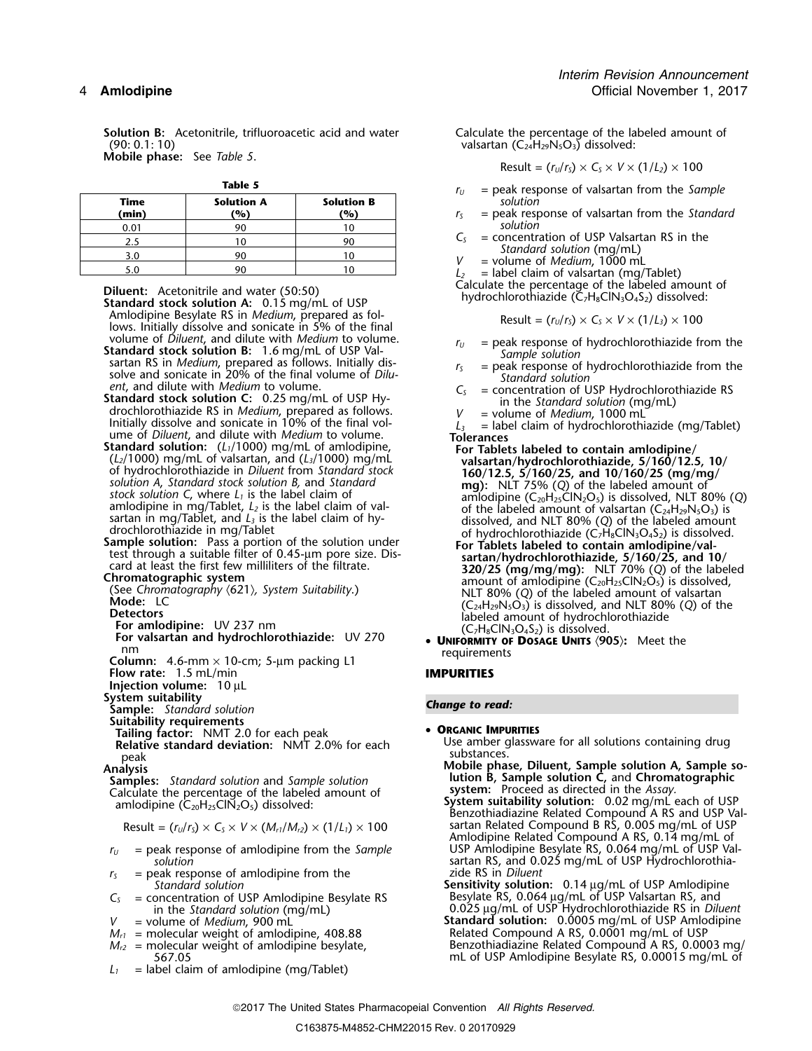**Solution B:** Acetonitrile, trifluoroacetic acid and water (90: 0.1: 10)

**Mobile phase:** See *Table 5*.

**Table 5**

| Time (min) | Solution A (%) | Solution B (%) |
|---|---|---|
| 0.01 | 90 | 10 |
| 2.5 | 10 | 90 |
| 3.0 | 90 | 10 |
| 5.0 | 90 | 10 |

**Diluent:** Acetonitrile and water (50:50)

**Standard stock solution A:** 0.15 mg/mL of USP Amlodipine Besylate RS in *Medium*, prepared as follows. Initially dissolve and sonicate in 5% of the final volume of *Diluent*, and dilute with *Medium* to volume.

**Standard stock solution B:** 1.6 mg/mL of USP Valsartan RS in *Medium*, prepared as follows. Initially dissolve and sonicate in 20% of the final volume of *Diluent*, and dilute with *Medium* to volume.

**Standard stock solution C:** 0.25 mg/mL of USP Hydrochlorothiazide RS in *Medium*, prepared as follows. Initially dissolve and sonicate in 10% of the final volume of *Diluent*, and dilute with *Medium* to volume.

**Standard solution:** ($L_1$/1000) mg/mL of amlodipine, ($L_2$/1000) mg/mL of valsartan, and ($L_3$/1000) mg/mL of hydrochlorothiazide in *Diluent* from *Standard stock solution A*, *Standard stock solution B,* and *Standard stock solution C*, where $L_1$ is the label claim of amlodipine in mg/Tablet, $L_2$ is the label claim of valsartan in mg/Tablet, and $L_3$ is the label claim of hydrochlorothiazide in mg/Tablet

**Sample solution:** Pass a portion of the solution under test through a suitable filter of 0.45-µm pore size. Discard at least the first few milliliters of the filtrate.

**Chromatographic system**

(See *Chromatography* ⟨621⟩*, System Suitability.*)

**Mode:** LC

**Detectors**

**For amlodipine:** UV 237 nm

**For valsartan and hydrochlorothiazide:** UV 270 nm

**Column:** 4.6-mm × 10-cm; 5-µm packing L1

**Flow rate:** 1.5 mL/min

**Injection volume:** 10 µL

**System suitability**

**Sample:** *Standard solution*

**Suitability requirements**

**Tailing factor:** NMT 2.0 for each peak

**Relative standard deviation:** NMT 2.0% for each peak

**Analysis**

**Samples:** *Standard solution* and *Sample solution*

Calculate the percentage of the labeled amount of amlodipine ($C_{20}H_{25}ClN_2O_5$) dissolved:

$$\text{Result} = (r_U/r_S) \times C_S \times V \times (M_{r1}/M_{r2}) \times (1/L_1) \times 100$$

$r_U$ = peak response of amlodipine from the *Sample solution*

$r_S$ = peak response of amlodipine from the *Standard solution*

$C_S$ = concentration of USP Amlodipine Besylate RS in the *Standard solution* (mg/mL)

$V$ = volume of *Medium*, 900 mL

$M_{r1}$ = molecular weight of amlodipine, 408.88

$M_{r2}$ = molecular weight of amlodipine besylate, 567.05

$L_1$ = label claim of amlodipine (mg/Tablet)

Calculate the percentage of the labeled amount of valsartan ($C_{24}H_{29}N_5O_3$) dissolved:

$$\text{Result} = (r_U/r_S) \times C_S \times V \times (1/L_2) \times 100$$

$r_U$ = peak response of valsartan from the *Sample solution*

$r_S$ = peak response of valsartan from the *Standard solution*

$C_S$ = concentration of USP Valsartan RS in the *Standard solution* (mg/mL)

$V$ = volume of *Medium*, 1000 mL

$L_2$ = label claim of valsartan (mg/Tablet)

Calculate the percentage of the labeled amount of hydrochlorothiazide ($C_7H_8ClN_3O_4S_2$) dissolved:

$$\text{Result} = (r_U/r_S) \times C_S \times V \times (1/L_3) \times 100$$

$r_U$ = peak response of hydrochlorothiazide from the *Sample solution*

$r_S$ = peak response of hydrochlorothiazide from the *Standard solution*

$C_S$ = concentration of USP Hydrochlorothiazide RS in the *Standard solution* (mg/mL)

$V$ = volume of *Medium*, 1000 mL

$L_3$ = label claim of hydrochlorothiazide (mg/Tablet)

**Tolerances**

**For Tablets labeled to contain amlodipine/valsartan/hydrochlorothiazide, 5/160/12.5, 10/160/12.5, 5/160/25, and 10/160/25 (mg/mg/mg):** NLT 75% (*Q*) of the labeled amount of amlodipine ($C_{20}H_{25}ClN_2O_5$) is dissolved, NLT 80% (*Q*) of the labeled amount of valsartan ($C_{24}H_{29}N_5O_3$) is dissolved, and NLT 80% (*Q*) of the labeled amount of hydrochlorothiazide ($C_7H_8ClN_3O_4S_2$) is dissolved.

**For Tablets labeled to contain amlodipine/valsartan/hydrochlorothiazide, 5/160/25, and 10/320/25 (mg/mg/mg):** NLT 70% (*Q*) of the labeled amount of amlodipine ($C_{20}H_{25}ClN_2O_5$) is dissolved, NLT 80% (*Q*) of the labeled amount of valsartan ($C_{24}H_{29}N_5O_3$) is dissolved, and NLT 80% (*Q*) of the labeled amount of hydrochlorothiazide ($C_7H_8ClN_3O_4S_2$) is dissolved.

- **Uniformity of Dosage Units** ⟨905⟩**:** Meet the requirements

## IMPURITIES

*Change to read:*

- **Organic Impurities**

Use amber glassware for all solutions containing drug substances.

**Mobile phase, Diluent, Sample solution A, Sample solution B, Sample solution C,** and **Chromatographic system:** Proceed as directed in the *Assay.*

**System suitability solution:** 0.02 mg/mL each of USP Benzothiadiazine Related Compound A RS and USP Valsartan Related Compound B RS, 0.005 mg/mL of USP Amlodipine Related Compound A RS, 0.14 mg/mL of USP Amlodipine Besylate RS, 0.064 mg/mL of USP Valsartan RS, and 0.025 mg/mL of USP Hydrochlorothiazide RS in *Diluent*

**Sensitivity solution:** 0.14 µg/mL of USP Amlodipine Besylate RS, 0.064 µg/mL of USP Valsartan RS, and 0.025 µg/mL of USP Hydrochlorothiazide RS in *Diluent*

**Standard solution:** 0.0005 mg/mL of USP Amlodipine Related Compound A RS, 0.0001 mg/mL of USP Benzothiadiazine Related Compound A RS, 0.0003 mg/mL of USP Amlodipine Besylate RS, 0.00015 mg/mL of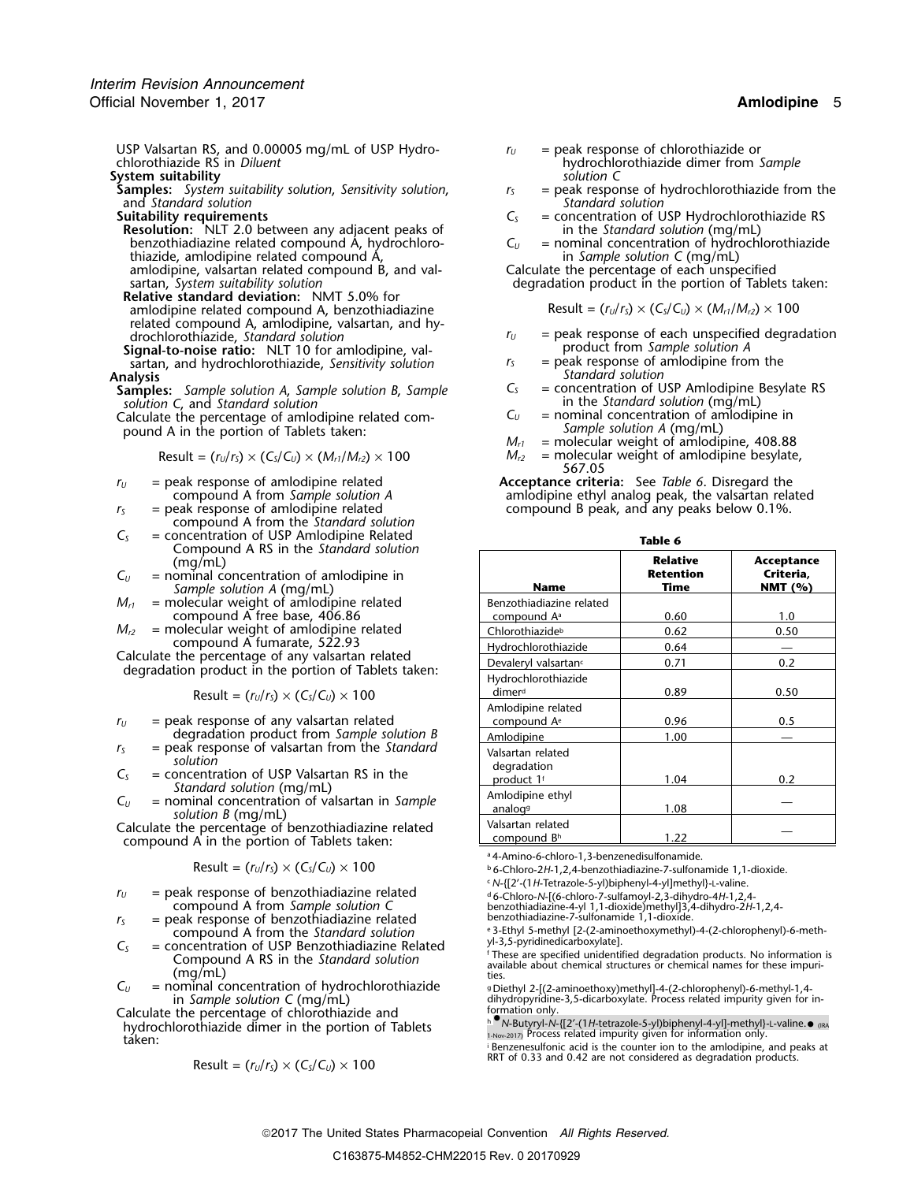USP Valsartan RS, and 0.00005 mg/mL of USP Hydrochlorothiazide RS in *Diluent*

**System suitability**

**Samples:** *System suitability solution*, *Sensitivity solution*, and *Standard solution*

**Suitability requirements**

**Resolution:** NLT 2.0 between any adjacent peaks of benzothiadiazine related compound A, hydrochlorothiazide, amlodipine related compound A, amlodipine, valsartan related compound B, and valsartan, *System suitability solution*

**Relative standard deviation:** NMT 5.0% for amlodipine related compound A, benzothiadiazine related compound A, amlodipine, valsartan, and hydrochlorothiazide, *Standard solution*

**Signal-to-noise ratio:** NLT 10 for amlodipine, valsartan, and hydrochlorothiazide, *Sensitivity solution*

**Analysis**

**Samples:** *Sample solution A*, *Sample solution B*, *Sample solution C*, and *Standard solution*

Calculate the percentage of amlodipine related compound A in the portion of Tablets taken:

$$\text{Result} = (r_U/r_S) \times (C_S/C_U) \times (M_{r1}/M_{r2}) \times 100$$

$r_U$ = peak response of amlodipine related compound A from *Sample solution A*

$r_S$ = peak response of amlodipine related compound A from the *Standard solution*

$C_S$ = concentration of USP Amlodipine Related Compound A RS in the *Standard solution* (mg/mL)

$C_U$ = nominal concentration of amlodipine in *Sample solution A* (mg/mL)

$M_{r1}$ = molecular weight of amlodipine related compound A free base, 406.86

$M_{r2}$ = molecular weight of amlodipine related compound A fumarate, 522.93

Calculate the percentage of any valsartan related degradation product in the portion of Tablets taken:

$$\text{Result} = (r_U/r_S) \times (C_S/C_U) \times 100$$

$r_U$ = peak response of any valsartan related degradation product from *Sample solution B*

$r_S$ = peak response of valsartan from the *Standard solution*

$C_S$ = concentration of USP Valsartan RS in the *Standard solution* (mg/mL)

$C_U$ = nominal concentration of valsartan in *Sample solution B* (mg/mL)

Calculate the percentage of benzothiadiazine related compound A in the portion of Tablets taken:

$$\text{Result} = (r_U/r_S) \times (C_S/C_U) \times 100$$

$r_U$ = peak response of benzothiadiazine related compound A from *Sample solution C*

$r_S$ = peak response of benzothiadiazine related compound A from the *Standard solution*

$C_S$ = concentration of USP Benzothiadiazine Related Compound A RS in the *Standard solution* (mg/mL)

$C_U$ = nominal concentration of hydrochlorothiazide in *Sample solution C* (mg/mL)

Calculate the percentage of chlorothiazide and hydrochlorothiazide dimer in the portion of Tablets taken:

$$\text{Result} = (r_U/r_S) \times (C_S/C_U) \times 100$$

$r_U$ = peak response of chlorothiazide or hydrochlorothiazide dimer from *Sample solution C*

$r_S$ = peak response of hydrochlorothiazide from the *Standard solution*

$C_S$ = concentration of USP Hydrochlorothiazide RS in the *Standard solution* (mg/mL)

$C_U$ = nominal concentration of hydrochlorothiazide in *Sample solution C* (mg/mL)

Calculate the percentage of each unspecified degradation product in the portion of Tablets taken:

$$\text{Result} = (r_U/r_S) \times (C_S/C_U) \times (M_{r1}/M_{r2}) \times 100$$

$r_U$ = peak response of each unspecified degradation product from *Sample solution A*

$r_S$ = peak response of amlodipine from the *Standard solution*

$C_S$ = concentration of USP Amlodipine Besylate RS in the *Standard solution* (mg/mL)

$C_U$ = nominal concentration of amlodipine in *Sample solution A* (mg/mL)

$M_{r1}$ = molecular weight of amlodipine, 408.88

$M_{r2}$ = molecular weight of amlodipine besylate, 567.05

**Acceptance criteria:** See *Table 6*. Disregard the amlodipine ethyl analog peak, the valsartan related compound B peak, and any peaks below 0.1%.

**Table 6**

| Name | Relative Retention Time | Acceptance Criteria, NMT (%) |
|---|---|---|
| Benzothiadiazine related compound A[a] | 0.60 | 1.0 |
| Chlorothiazide[b] | 0.62 | 0.50 |
| Hydrochlorothiazide | 0.64 | — |
| Devaleryl valsartan[c] | 0.71 | 0.2 |
| Hydrochlorothiazide dimer[d] | 0.89 | 0.50 |
| Amlodipine related compound A[e] | 0.96 | 0.5 |
| Amlodipine | 1.00 | — |
| Valsartan related degradation product 1[f] | 1.04 | 0.2 |
| Amlodipine ethyl analog[g] | 1.08 | — |
| Valsartan related compound B[h] | 1.22 | — |

[a] 4-Amino-6-chloro-1,3-benzenedisulfonamide.

[b] 6-Chloro-2*H*-1,2,4-benzothiadiazine-7-sulfonamide 1,1-dioxide.

[c] *N*-{[2′-(1*H*-Tetrazole-5-yl)biphenyl-4-yl]methyl}-L-valine.

[d] 6-Chloro-*N*-[(6-chloro-7-sulfamoyl-2,3-dihydro-4*H*-1,2,4-benzothiadiazine-4-yl 1,1-dioxide)methyl]3,4-dihydro-2*H*-1,2,4-benzothiadiazine-7-sulfonamide 1,1-dioxide.

[e] 3-Ethyl 5-methyl [2-(2-aminoethoxymethyl)-4-(2-chlorophenyl)-6-methyl-3,5-pyridinedicarboxylate].

[f] These are specified unidentified degradation products. No information is available about chemical structures or chemical names for these impurities.

[g] Diethyl 2-[(2-aminoethoxy)methyl]-4-(2-chlorophenyl)-6-methyl-1,4-dihydropyridine-3,5-dicarboxylate. Process related impurity given for information only.

[h] ●*N*-Butyryl-*N*-{[2′-(1*H*-tetrazole-5-yl)biphenyl-4-yl]-methyl}-L-valine.● (IRA 1-Nov-2017) Process related impurity given for information only.

[i] Benzenesulfonic acid is the counter ion to the amlodipine, and peaks at RRT of 0.33 and 0.42 are not considered as degradation products.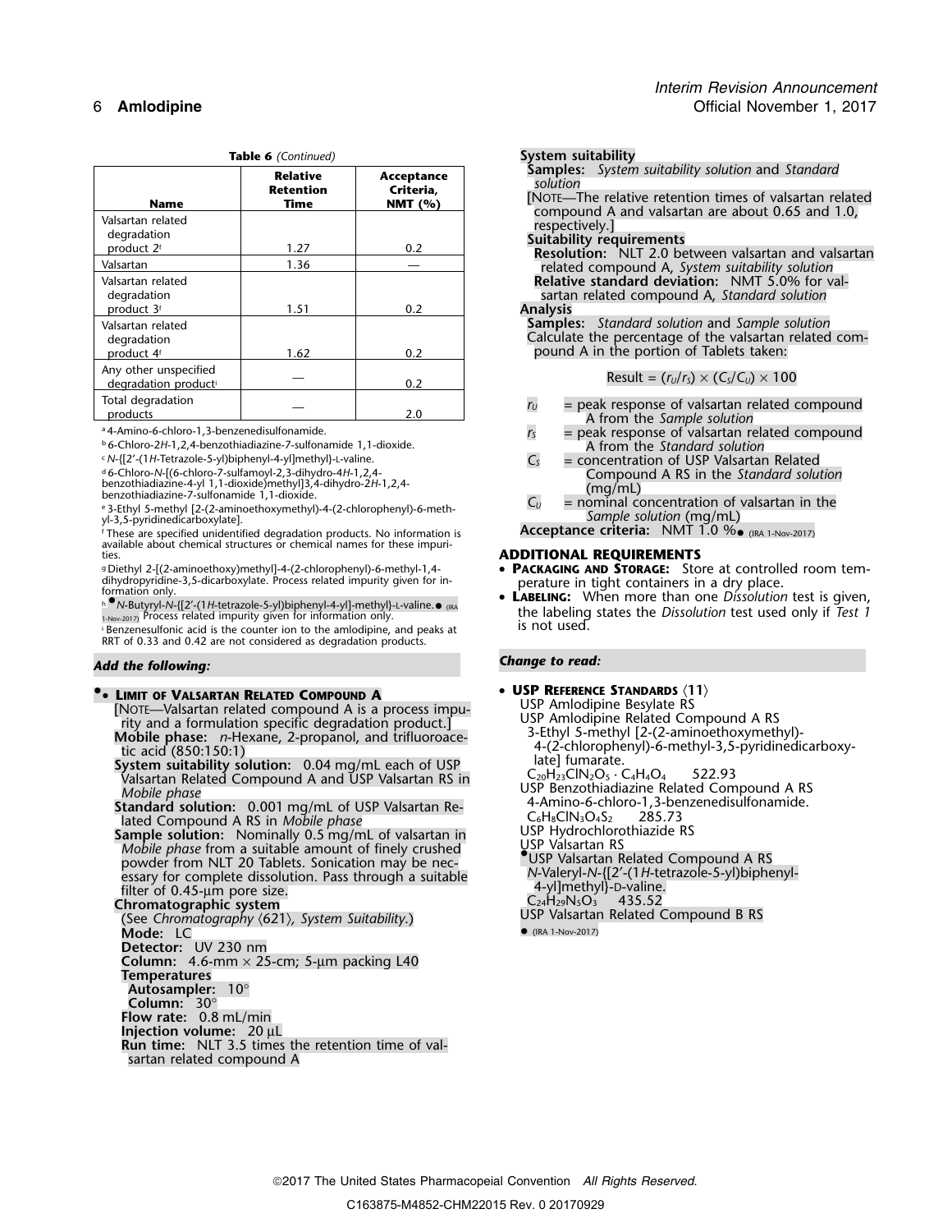**Table 6** *(Continued)*

| Name | Relative Retention Time | Acceptance Criteria, NMT (%) |
|---|---|---|
| Valsartan related degradation product 2[f] | 1.27 | 0.2 |
| Valsartan | 1.36 | — |
| Valsartan related degradation product 3[f] | 1.51 | 0.2 |
| Valsartan related degradation product 4[f] | 1.62 | 0.2 |
| Any other unspecified degradation product[i] | — | 0.2 |
| Total degradation products | — | 2.0 |

[a] 4-Amino-6-chloro-1,3-benzenedisulfonamide.

[b] 6-Chloro-2*H*-1,2,4-benzothiadiazine-7-sulfonamide 1,1-dioxide.

[c] *N*-{[2′-(1*H*-Tetrazole-5-yl)biphenyl-4-yl]methyl}-L-valine.

[d] 6-Chloro-*N*-[(6-chloro-7-sulfamoyl-2,3-dihydro-4*H*-1,2,4-benzothiadiazine-4-yl 1,1-dioxide)methyl]3,4-dihydro-2*H*-1,2,4-benzothiadiazine-7-sulfonamide 1,1-dioxide.

[e] 3-Ethyl 5-methyl [2-(2-aminoethoxymethyl)-4-(2-chlorophenyl)-6-methyl-3,5-pyridinedicarboxylate].

[f] These are specified unidentified degradation products. No information is available about chemical structures or chemical names for these impurities.

[g] Diethyl 2-[(2-aminoethoxy)methyl]-4-(2-chlorophenyl)-6-methyl-1,4-dihydropyridine-3,5-dicarboxylate. Process related impurity given for information only.

[h] •*N*-Butyryl-*N*-{[2′-(1*H*-tetrazole-5-yl)biphenyl-4-yl]-methyl}-L-valine.• (IRA 1-Nov-2017) Process related impurity given for information only.

[i] Benzenesulfonic acid is the counter ion to the amlodipine, and peaks at RRT of 0.33 and 0.42 are not considered as degradation products.

***Add the following:***

**•• Limit of Valsartan Related Compound A**

[Note—Valsartan related compound A is a process impurity and a formulation specific degradation product.]

**Mobile phase:** *n*-Hexane, 2-propanol, and trifluoroacetic acid (850:150:1)

**System suitability solution:** 0.04 mg/mL each of USP Valsartan Related Compound A and USP Valsartan RS in *Mobile phase*

**Standard solution:** 0.001 mg/mL of USP Valsartan Related Compound A RS in *Mobile phase*

**Sample solution:** Nominally 0.5 mg/mL of valsartan in *Mobile phase* from a suitable amount of finely crushed powder from NLT 20 Tablets. Sonication may be necessary for complete dissolution. Pass through a suitable filter of 0.45-µm pore size.

**Chromatographic system**

(See *Chromatography* ⟨621⟩, *System Suitability*.)

**Mode:** LC

**Detector:** UV 230 nm

**Column:** 4.6-mm × 25-cm; 5-µm packing L40

**Temperatures**

**Autosampler:** 10°

**Column:** 30°

**Flow rate:** 0.8 mL/min

**Injection volume:** 20 µL

**Run time:** NLT 3.5 times the retention time of valsartan related compound A

**System suitability**

**Samples:** *System suitability solution* and *Standard solution*

[Note—The relative retention times of valsartan related compound A and valsartan are about 0.65 and 1.0, respectively.]

**Suitability requirements**

**Resolution:** NLT 2.0 between valsartan and valsartan related compound A, *System suitability solution*

**Relative standard deviation:** NMT 5.0% for valsartan related compound A, *Standard solution*

**Analysis**

**Samples:** *Standard solution* and *Sample solution*

Calculate the percentage of the valsartan related compound A in the portion of Tablets taken:

$$\text{Result} = (r_U/r_S) \times (C_S/C_U) \times 100$$

- $r_U$ = peak response of valsartan related compound A from the *Sample solution*
- $r_S$ = peak response of valsartan related compound A from the *Standard solution*
- $C_S$ = concentration of USP Valsartan Related Compound A RS in the *Standard solution* (mg/mL)
- $C_U$ = nominal concentration of valsartan in the *Sample solution* (mg/mL)

**Acceptance criteria:** NMT 1.0 %• (IRA 1-Nov-2017)

## ADDITIONAL REQUIREMENTS

- **Packaging and Storage:** Store at controlled room temperature in tight containers in a dry place.
- **Labeling:** When more than one *Dissolution* test is given, the labeling states the *Dissolution* test used only if *Test 1* is not used.

***Change to read:***

- **USP Reference Standards** ⟨11⟩

USP Amlodipine Besylate RS

USP Amlodipine Related Compound A RS

3-Ethyl 5-methyl [2-(2-aminoethoxymethyl)-4-(2-chlorophenyl)-6-methyl-3,5-pyridinedicarboxylate] fumarate.

$C_{20}H_{23}ClN_2O_5 \cdot C_4H_4O_4$ 522.93

USP Benzothiadiazine Related Compound A RS

4-Amino-6-chloro-1,3-benzenedisulfonamide.

$C_6H_8ClN_3O_4S_2$ 285.73

USP Hydrochlorothiazide RS

USP Valsartan RS

•USP Valsartan Related Compound A RS

*N*-Valeryl-*N*-{[2′-(1*H*-tetrazole-5-yl)biphenyl-4-yl]methyl}-D-valine.

$C_{24}H_{29}N_5O_3$ 435.52

USP Valsartan Related Compound B RS

• (IRA 1-Nov-2017)